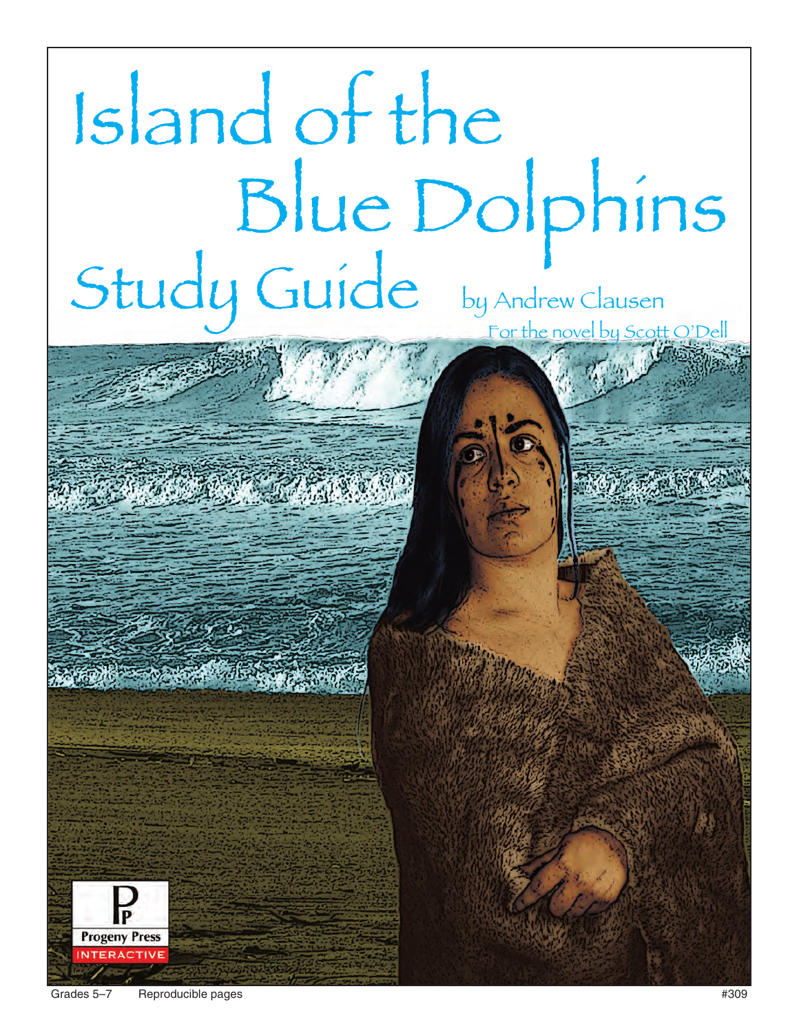# Island of the Blue Dolphins Study Guide

by Andrew Clausen

For the novel by Scott O'Dell

Progeny Press

INTERACTIVE

Grades 5–7 Reproducible pages #309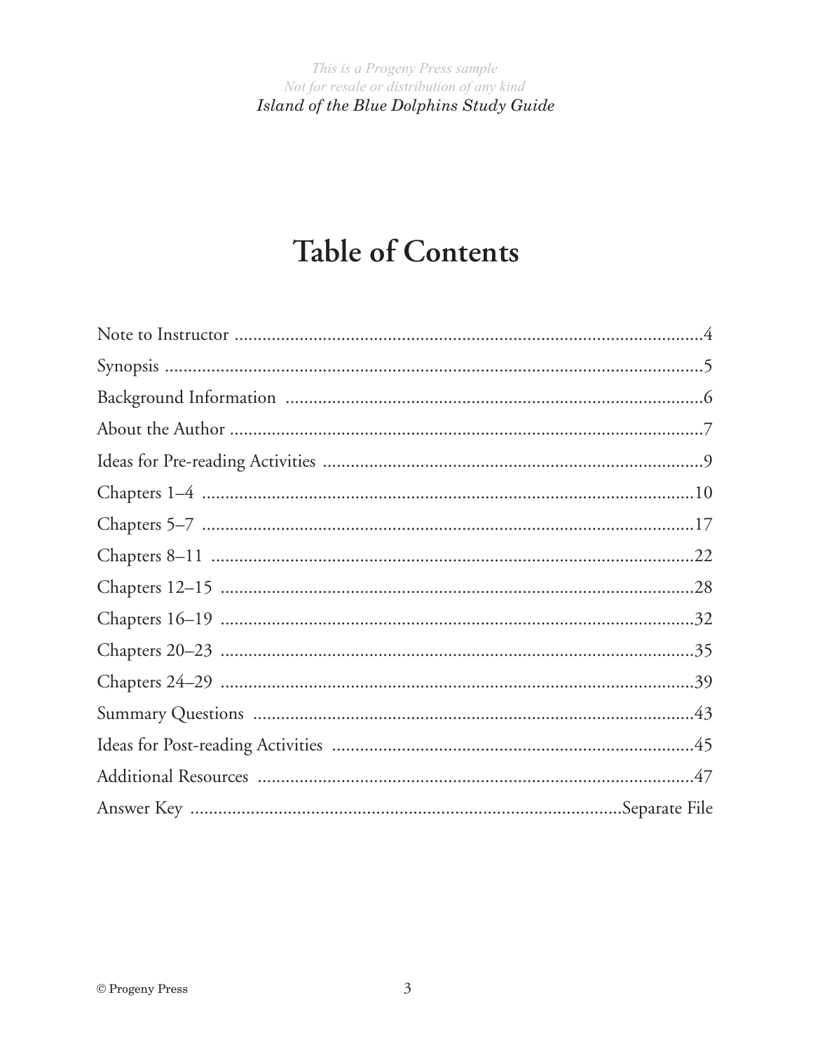# Table of Contents

| | |
|---|---|
| Note to Instructor | 4 |
| Synopsis | 5 |
| Background Information | 6 |
| About the Author | 7 |
| Ideas for Pre-reading Activities | 9 |
| Chapters 1–4 | 10 |
| Chapters 5–7 | 17 |
| Chapters 8–11 | 22 |
| Chapters 12–15 | 28 |
| Chapters 16–19 | 32 |
| Chapters 20–23 | 35 |
| Chapters 24–29 | 39 |
| Summary Questions | 43 |
| Ideas for Post-reading Activities | 45 |
| Additional Resources | 47 |
| Answer Key | Separate File |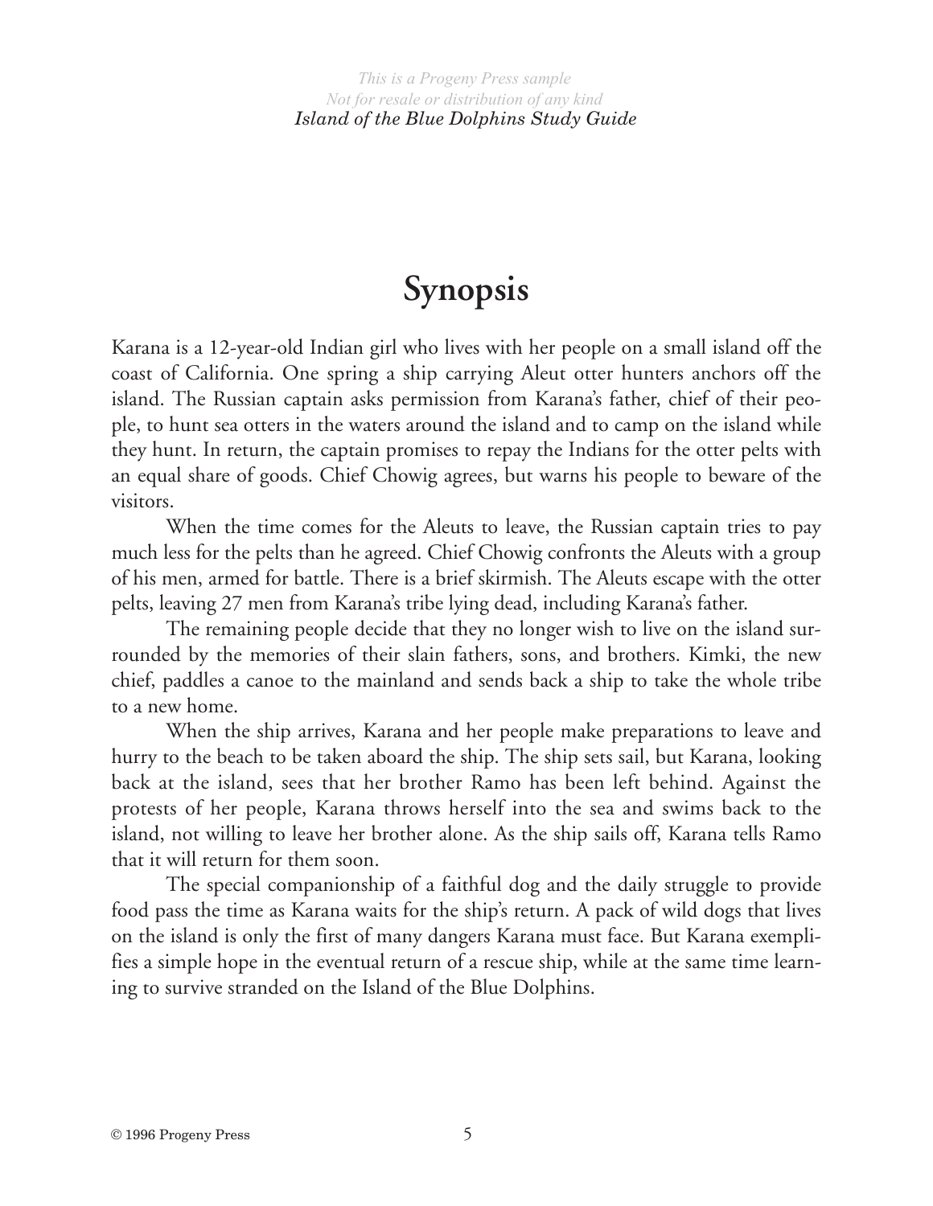# Synopsis

Karana is a 12-year-old Indian girl who lives with her people on a small island off the coast of California. One spring a ship carrying Aleut otter hunters anchors off the island. The Russian captain asks permission from Karana's father, chief of their people, to hunt sea otters in the waters around the island and to camp on the island while they hunt. In return, the captain promises to repay the Indians for the otter pelts with an equal share of goods. Chief Chowig agrees, but warns his people to beware of the visitors.

When the time comes for the Aleuts to leave, the Russian captain tries to pay much less for the pelts than he agreed. Chief Chowig confronts the Aleuts with a group of his men, armed for battle. There is a brief skirmish. The Aleuts escape with the otter pelts, leaving 27 men from Karana's tribe lying dead, including Karana's father.

The remaining people decide that they no longer wish to live on the island surrounded by the memories of their slain fathers, sons, and brothers. Kimki, the new chief, paddles a canoe to the mainland and sends back a ship to take the whole tribe to a new home.

When the ship arrives, Karana and her people make preparations to leave and hurry to the beach to be taken aboard the ship. The ship sets sail, but Karana, looking back at the island, sees that her brother Ramo has been left behind. Against the protests of her people, Karana throws herself into the sea and swims back to the island, not willing to leave her brother alone. As the ship sails off, Karana tells Ramo that it will return for them soon.

The special companionship of a faithful dog and the daily struggle to provide food pass the time as Karana waits for the ship's return. A pack of wild dogs that lives on the island is only the first of many dangers Karana must face. But Karana exemplifies a simple hope in the eventual return of a rescue ship, while at the same time learning to survive stranded on the Island of the Blue Dolphins.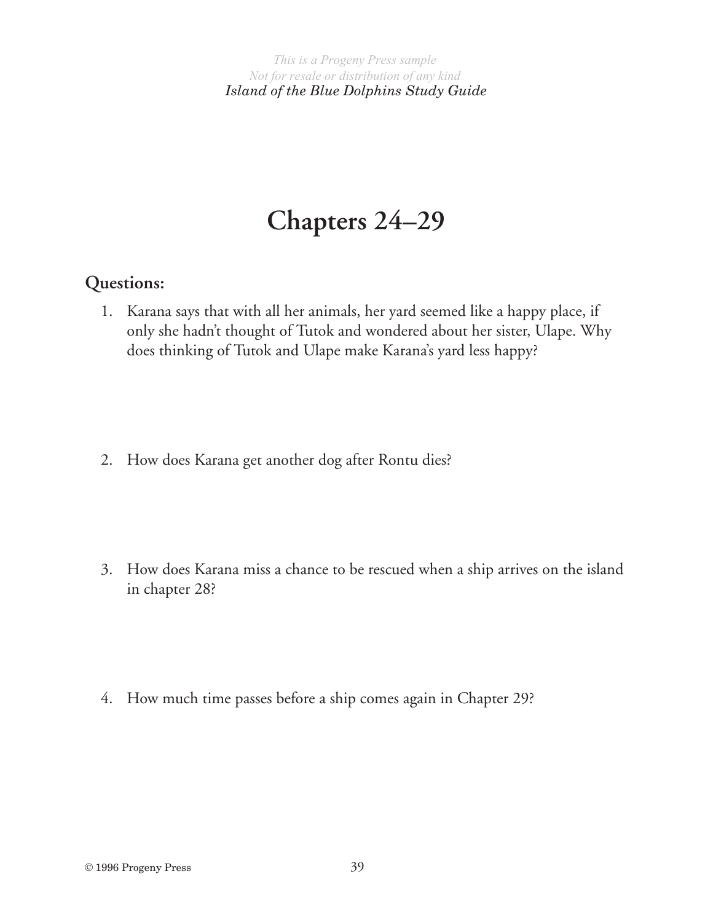# Chapters 24–29

## Questions:

1. Karana says that with all her animals, her yard seemed like a happy place, if only she hadn't thought of Tutok and wondered about her sister, Ulape. Why does thinking of Tutok and Ulape make Karana's yard less happy?

2. How does Karana get another dog after Rontu dies?

3. How does Karana miss a chance to be rescued when a ship arrives on the island in chapter 28?

4. How much time passes before a ship comes again in Chapter 29?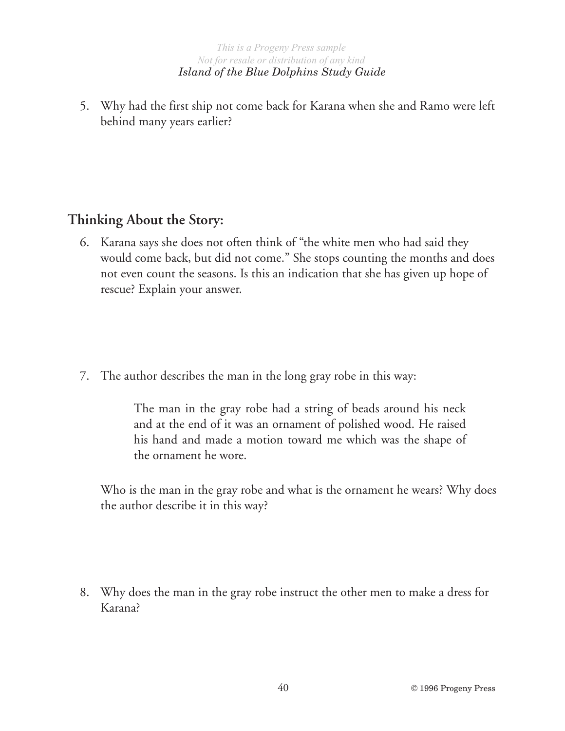5. Why had the first ship not come back for Karana when she and Ramo were left behind many years earlier?

## Thinking About the Story:

6. Karana says she does not often think of "the white men who had said they would come back, but did not come." She stops counting the months and does not even count the seasons. Is this an indication that she has given up hope of rescue? Explain your answer.

7. The author describes the man in the long gray robe in this way:

   > The man in the gray robe had a string of beads around his neck and at the end of it was an ornament of polished wood. He raised his hand and made a motion toward me which was the shape of the ornament he wore.

   Who is the man in the gray robe and what is the ornament he wears? Why does the author describe it in this way?

8. Why does the man in the gray robe instruct the other men to make a dress for Karana?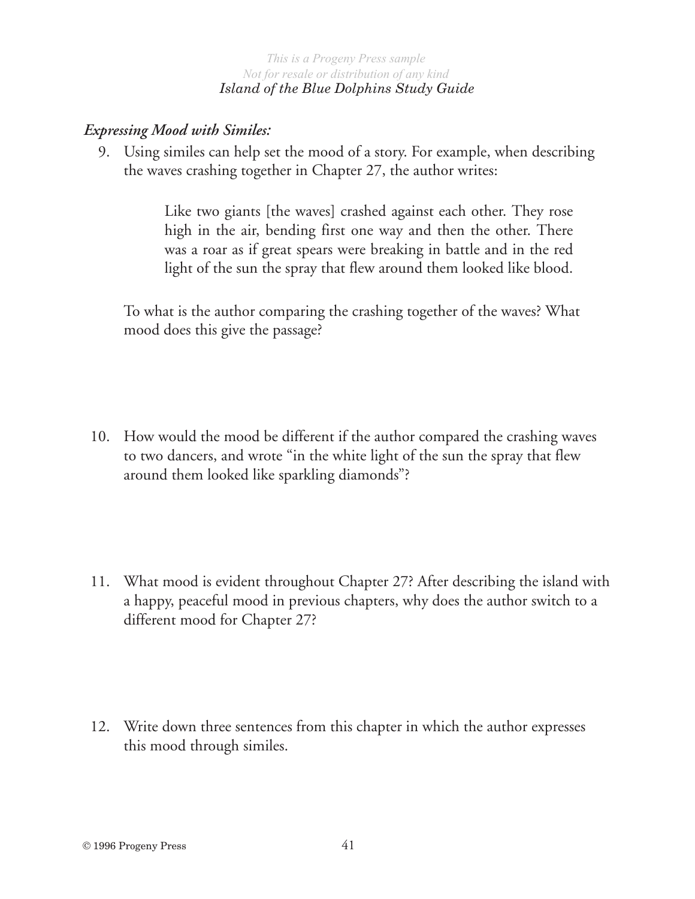*Expressing Mood with Similes:*

9. Using similes can help set the mood of a story. For example, when describing the waves crashing together in Chapter 27, the author writes:

> Like two giants [the waves] crashed against each other. They rose high in the air, bending first one way and then the other. There was a roar as if great spears were breaking in battle and in the red light of the sun the spray that flew around them looked like blood.

To what is the author comparing the crashing together of the waves? What mood does this give the passage?

10. How would the mood be different if the author compared the crashing waves to two dancers, and wrote "in the white light of the sun the spray that flew around them looked like sparkling diamonds"?

11. What mood is evident throughout Chapter 27? After describing the island with a happy, peaceful mood in previous chapters, why does the author switch to a different mood for Chapter 27?

12. Write down three sentences from this chapter in which the author expresses this mood through similes.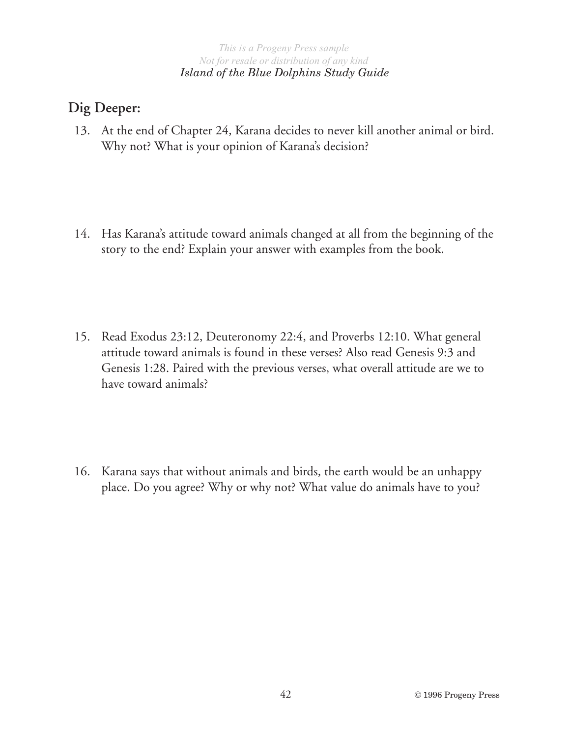## Dig Deeper:

13. At the end of Chapter 24, Karana decides to never kill another animal or bird. Why not? What is your opinion of Karana's decision?

14. Has Karana's attitude toward animals changed at all from the beginning of the story to the end? Explain your answer with examples from the book.

15. Read Exodus 23:12, Deuteronomy 22:4, and Proverbs 12:10. What general attitude toward animals is found in these verses? Also read Genesis 9:3 and Genesis 1:28. Paired with the previous verses, what overall attitude are we to have toward animals?

16. Karana says that without animals and birds, the earth would be an unhappy place. Do you agree? Why or why not? What value do animals have to you?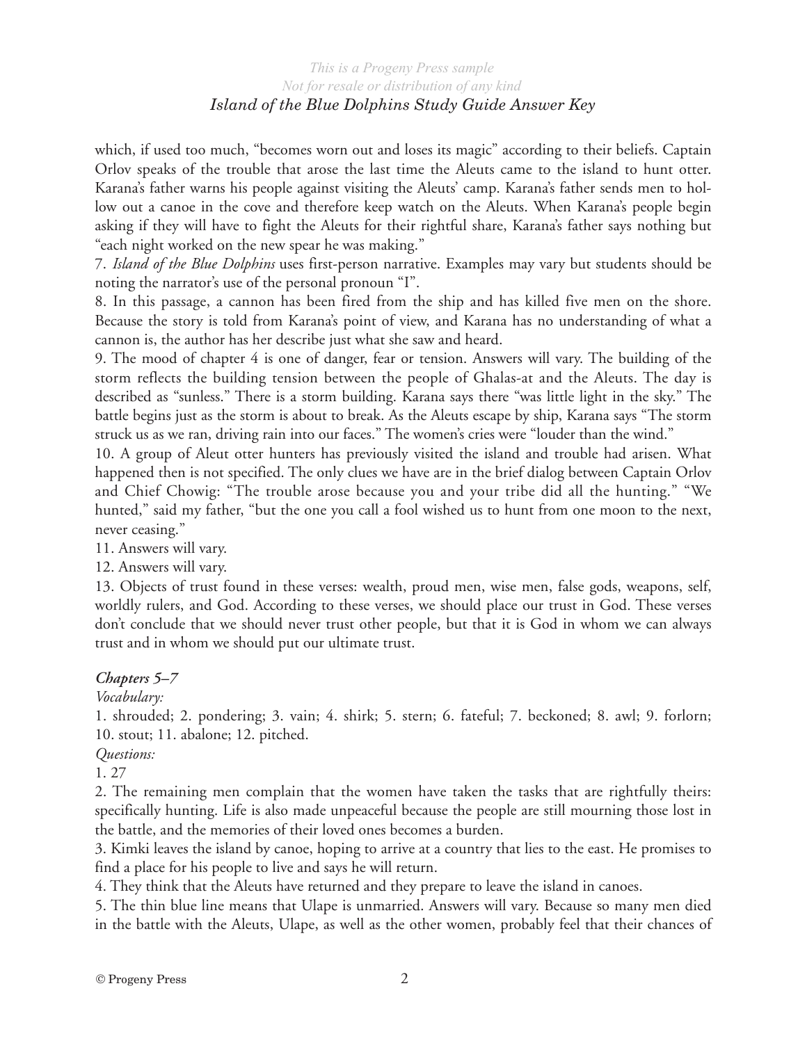which, if used too much, "becomes worn out and loses its magic" according to their beliefs. Captain Orlov speaks of the trouble that arose the last time the Aleuts came to the island to hunt otter. Karana's father warns his people against visiting the Aleuts' camp. Karana's father sends men to hollow out a canoe in the cove and therefore keep watch on the Aleuts. When Karana's people begin asking if they will have to fight the Aleuts for their rightful share, Karana's father says nothing but "each night worked on the new spear he was making."

7. *Island of the Blue Dolphins* uses first-person narrative. Examples may vary but students should be noting the narrator's use of the personal pronoun "I".

8. In this passage, a cannon has been fired from the ship and has killed five men on the shore. Because the story is told from Karana's point of view, and Karana has no understanding of what a cannon is, the author has her describe just what she saw and heard.

9. The mood of chapter 4 is one of danger, fear or tension. Answers will vary. The building of the storm reflects the building tension between the people of Ghalas-at and the Aleuts. The day is described as "sunless." There is a storm building. Karana says there "was little light in the sky." The battle begins just as the storm is about to break. As the Aleuts escape by ship, Karana says "The storm struck us as we ran, driving rain into our faces." The women's cries were "louder than the wind."

10. A group of Aleut otter hunters has previously visited the island and trouble had arisen. What happened then is not specified. The only clues we have are in the brief dialog between Captain Orlov and Chief Chowig: "The trouble arose because you and your tribe did all the hunting." "We hunted," said my father, "but the one you call a fool wished us to hunt from one moon to the next, never ceasing."

11. Answers will vary.

12. Answers will vary.

13. Objects of trust found in these verses: wealth, proud men, wise men, false gods, weapons, self, worldly rulers, and God. According to these verses, we should place our trust in God. These verses don't conclude that we should never trust other people, but that it is God in whom we can always trust and in whom we should put our ultimate trust.

***Chapters 5–7***

*Vocabulary:*

1. shrouded; 2. pondering; 3. vain; 4. shirk; 5. stern; 6. fateful; 7. beckoned; 8. awl; 9. forlorn; 10. stout; 11. abalone; 12. pitched.

*Questions:*

1. 27

2. The remaining men complain that the women have taken the tasks that are rightfully theirs: specifically hunting. Life is also made unpeaceful because the people are still mourning those lost in the battle, and the memories of their loved ones becomes a burden.

3. Kimki leaves the island by canoe, hoping to arrive at a country that lies to the east. He promises to find a place for his people to live and says he will return.

4. They think that the Aleuts have returned and they prepare to leave the island in canoes.

5. The thin blue line means that Ulape is unmarried. Answers will vary. Because so many men died in the battle with the Aleuts, Ulape, as well as the other women, probably feel that their chances of